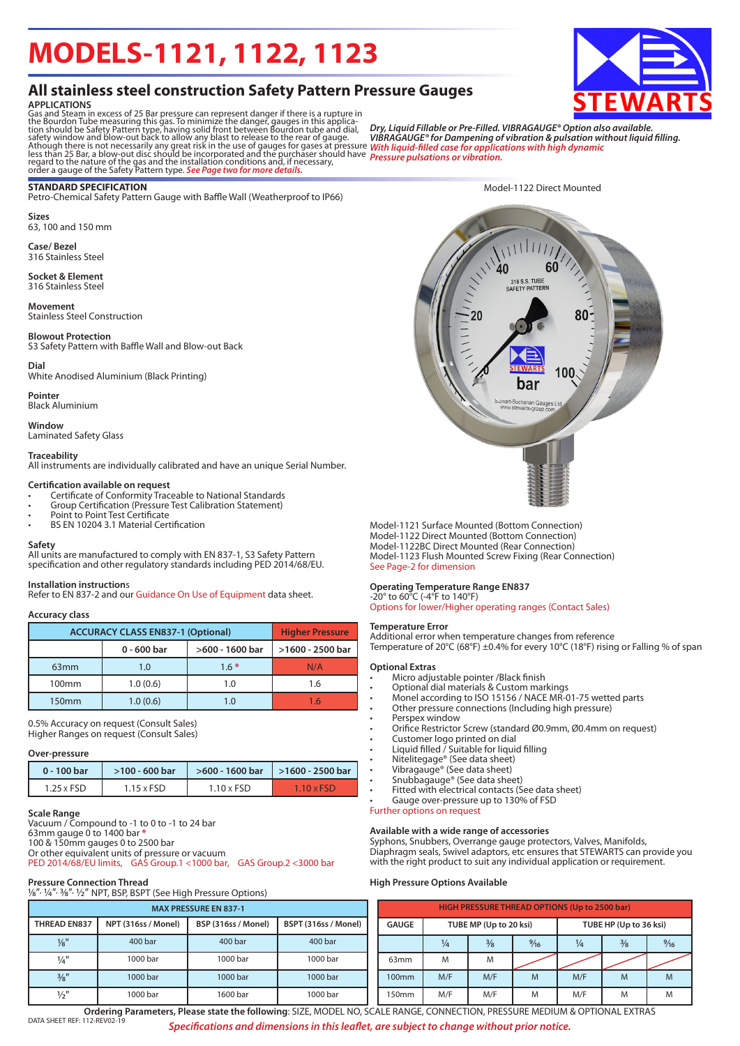# MODELS-1121, 1122, 1123

## All stainless steel construction Safety Pattern Pressure Gauges

**APPLICATIONS**

Gas and Steam in excess of 25 Bar pressure can represent danger if there is a rupture in the Bourdon Tube measuring this gas. To minimize the danger, gauges in this application should be Safety Pattern type, having solid front between Bourdon tube and dial, safety window and blow-out back to allow any blast to release to the rear of gauge. Athough there is not necessarily any great risk in the use of gauges for gases at pressure less than 25 Bar, a blow-out disc should be incorporated and the purchaser should have regard to the nature of the gas and the installation conditions and, if necessary, order a gauge of the Safety Pattern type. *See Page two for more details.*

***Dry, Liquid Fillable or Pre-Filled. VIBRAGAUGE® Option also available. VIBRAGAUGE® for Dampening of vibration & pulsation without liquid filling.*** *With liquid-filled case for applications with high dynamic Pressure pulsations or vibration.*

**STANDARD SPECIFICATION**

Petro-Chemical Safety Pattern Gauge with Baffle Wall (Weatherproof to IP66)

**Sizes**
63, 100 and 150 mm

**Case/ Bezel**
316 Stainless Steel

**Socket & Element**
316 Stainless Steel

**Movement**
Stainless Steel Construction

**Blowout Protection**
S3 Safety Pattern with Baffle Wall and Blow-out Back

**Dial**
White Anodised Aluminium (Black Printing)

**Pointer**
Black Aluminium

**Window**
Laminated Safety Glass

**Traceability**
All instruments are individually calibrated and have an unique Serial Number.

**Certification available on request**

- Certificate of Conformity Traceable to National Standards
- Group Certification (Pressure Test Calibration Statement)
- Point to Point Test Certificate
- BS EN 10204 3.1 Material Certification

**Safety**
All units are manufactured to comply with EN 837-1, S3 Safety Pattern specification and other regulatory standards including PED 2014/68/EU.

**Installation instructions**
Refer to EN 837-2 and our Guidance On Use of Equipment data sheet.

**Accuracy class**

| | ACCURACY CLASS EN837-1 (Optional) | | Higher Pressure |
|---|---|---|---|
| | 0 - 600 bar | >600 - 1600 bar | >1600 - 2500 bar |
| 63mm | 1.0 | 1.6 * | N/A |
| 100mm | 1.0 (0.6) | 1.0 | 1.6 |
| 150mm | 1.0 (0.6) | 1.0 | 1.6 |

0.5% Accuracy on request (Consult Sales)
Higher Ranges on request (Consult Sales)

**Over-pressure**

| 0 - 100 bar | >100 - 600 bar | >600 - 1600 bar | >1600 - 2500 bar |
|---|---|---|---|
| 1.25 x FSD | 1.15 x FSD | 1.10 x FSD | 1.10 x FSD |

**Scale Range**
Vacuum / Compound to -1 to 0 to -1 to 24 bar
63mm gauge 0 to 1400 bar *
100 & 150mm gauges 0 to 2500 bar
Or other equivalent units of pressure or vacuum
PED 2014/68/EU limits, GAS Group.1 <1000 bar, GAS Group.2 <3000 bar

**Pressure Connection Thread**
⅛", ¼", ⅜", ½" NPT, BSP, BSPT (See High Pressure Options)

| MAX PRESSURE EN 837-1 | | | |
|---|---|---|---|
| THREAD EN837 | NPT (316ss / Monel) | BSP (316ss / Monel) | BSPT (316ss / Monel) |
| ⅛" | 400 bar | 400 bar | 400 bar |
| ¼" | 1000 bar | 1000 bar | 1000 bar |
| ⅜" | 1000 bar | 1000 bar | 1000 bar |
| ½" | 1000 bar | 1600 bar | 1000 bar |

Model-1122 Direct Mounted

Model-1121 Surface Mounted (Bottom Connection)
Model-1122 Direct Mounted (Bottom Connection)
Model-1122BC Direct Mounted (Rear Connection)
Model-1123 Flush Mounted Screw Fixing (Rear Connection)
See Page-2 for dimension

**Operating Temperature Range EN837**
-20° to 60°C (-4°F to 140°F)
Options for lower/Higher operating ranges (Contact Sales)

**Temperature Error**
Additional error when temperature changes from reference
Temperature of 20°C (68°F) ±0.4% for every 10°C (18°F) rising or Falling % of span

**Optional Extras**

- Micro adjustable pointer /Black finish
- Optional dial materials & Custom markings
- Monel according to ISO 15156 / NACE MR-01-75 wetted parts
- Other pressure connections (Including high pressure)
- Perspex window
- Orifice Restrictor Screw (standard Ø0.9mm, Ø0.4mm on request)
- Customer logo printed on dial
- Liquid filled / Suitable for liquid filling
- Nitelitegage® (See data sheet)
- Vibragauge® (See data sheet)
- Snubbagauge® (See data sheet)
- Fitted with electrical contacts (See data sheet)
- Gauge over-pressure up to 130% of FSD

Further options on request

**Available with a wide range of accessories**
Syphons, Snubbers, Overrange gauge protectors, Valves, Manifolds, Diaphragm seals, Swivel adaptors, etc ensures that STEWARTS can provide you with the right product to suit any individual application or requirement.

**High Pressure Options Available**

| HIGH PRESSURE THREAD OPTIONS (Up to 2500 bar) | | | | | | |
|---|---|---|---|---|---|---|
| GAUGE | TUBE MP (Up to 20 ksi) | | | TUBE HP (Up to 36 ksi) | | |
| | ¼ | ⅜ | 9/16 | ¼ | ⅜ | 9/16 |
| 63mm | M | M | | | | |
| 100mm | M/F | M/F | M | M/F | M | M |
| 150mm | M/F | M/F | M | M/F | M | M |

**Ordering Parameters, Please state the following**: SIZE, MODEL NO, SCALE RANGE, CONNECTION, PRESSURE MEDIUM & OPTIONAL EXTRAS

DATA SHEET REF: 112-REV02-19

***Specifications and dimensions in this leaflet, are subject to change without prior notice.***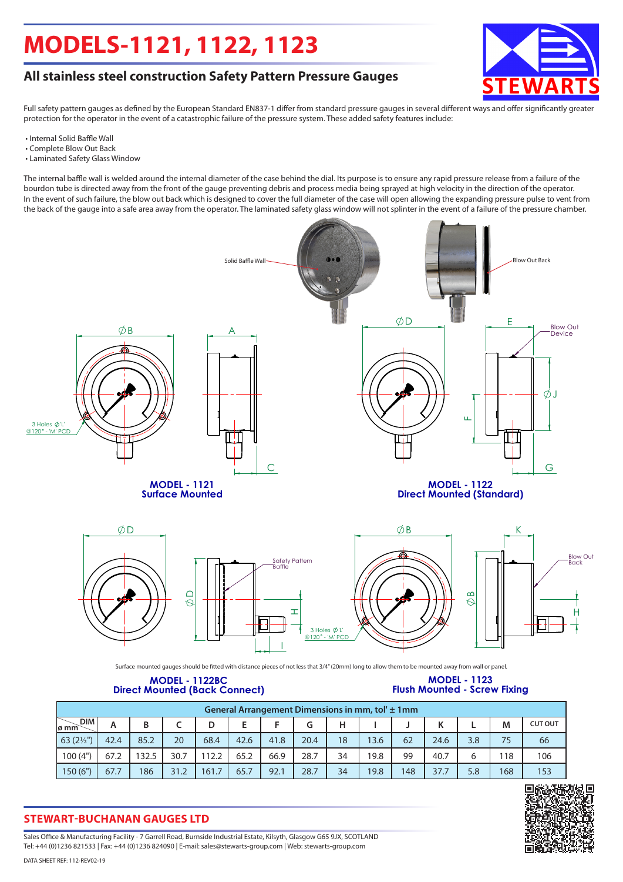# MODELS-1121, 1122, 1123

## All stainless steel construction Safety Pattern Pressure Gauges

Full safety pattern gauges as defined by the European Standard EN837-1 differ from standard pressure gauges in several different ways and offer significantly greater protection for the operator in the event of a catastrophic failure of the pressure system. These added safety features include:

- Internal Solid Baffle Wall
- Complete Blow Out Back
- Laminated Safety Glass Window

The internal baffle wall is welded around the internal diameter of the case behind the dial. Its purpose is to ensure any rapid pressure release from a failure of the bourdon tube is directed away from the front of the gauge preventing debris and process media being sprayed at high velocity in the direction of the operator. In the event of such failure, the blow out back which is designed to cover the full diameter of the case will open allowing the expanding pressure pulse to vent from the back of the gauge into a safe area away from the operator. The laminated safety glass window will not splinter in the event of a failure of the pressure chamber.

Solid Baffle Wall

Blow Out Back

ØB

A

3 Holes Ø'L' @120° - 'M' PCD

C

**MODEL - 1121**
**Surface Mounted**

ØD

E

Blow Out Device

ØJ

F

G

**MODEL - 1122**
**Direct Mounted (Standard)**

ØD

Safety Pattern Baffle

ØD

H

I

ØB

3 Holes Ø'L' @120° - 'M' PCD

K

Blow Out Back

ØB

H

Surface mounted gauges should be fitted with distance pieces of not less that 3/4" (20mm) long to allow them to be mounted away from wall or panel.

**MODEL - 1122BC**
**Direct Mounted (Back Connect)**

**MODEL - 1123**
**Flush Mounted - Screw Fixing**

| General Arrangement Dimensions in mm, tol' ± 1mm | | | | | | | | | | | | | | |
|---|---|---|---|---|---|---|---|---|---|---|---|---|---|---|
| DIM / ø mm | A | B | C | D | E | F | G | H | I | J | K | L | M | CUT OUT |
| 63 (2½") | 42.4 | 85.2 | 20 | 68.4 | 42.6 | 41.8 | 20.4 | 18 | 13.6 | 62 | 24.6 | 3.8 | 75 | 66 |
| 100 (4") | 67.2 | 132.5 | 30.7 | 112.2 | 65.2 | 66.9 | 28.7 | 34 | 19.8 | 99 | 40.7 | 6 | 118 | 106 |
| 150 (6") | 67.7 | 186 | 31.2 | 161.7 | 65.7 | 92.1 | 28.7 | 34 | 19.8 | 148 | 37.7 | 5.8 | 168 | 153 |

## STEWART-BUCHANAN GAUGES LTD

Sales Office & Manufacturing Facility - 7 Garrell Road, Burnside Industrial Estate, Kilsyth, Glasgow G65 9JX, SCOTLAND
Tel: +44 (0)1236 821533 | Fax: +44 (0)1236 824090 | E-mail: sales@stewarts-group.com | Web: stewarts-group.com

DATA SHEET REF: 112-REV02-19